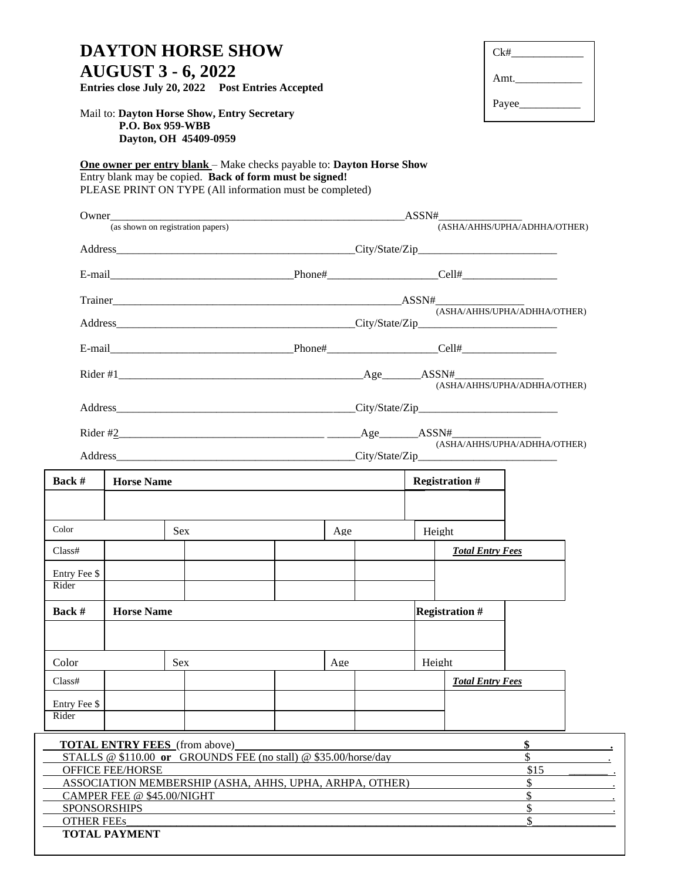# DAYTON HORSE SHOW
# AUGUST 3 - 6, 2022

**Entries close July 20, 2022 Post Entries Accepted**

| Ck#____________ |
|---|
| Amt.___________ |
| Payee__________ |

Mail to: **Dayton Horse Show, Entry Secretary**
**P.O. Box 959-WBB**
**Dayton, OH 45409-0959**

**One owner per entry blank** – Make checks payable to: **Dayton Horse Show**
Entry blank may be copied. **Back of form must be signed!**
PLEASE PRINT ON TYPE (All information must be completed)

Owner_______________________________________________________ASSN#_______________
(as shown on registration papers) (ASHA/AHHS/UPHA/ADHHA/OTHER)

Address___________________________________________City/State/Zip_________________________

E-mail_________________________________Phone#___________________Cell#_________________

Trainer_______________________________________________________ASSN#________________
(ASHA/AHHS/UPHA/ADHHA/OTHER)

Address___________________________________________City/State/Zip_________________________

E-mail_________________________________Phone#___________________Cell#_________________

Rider #1____________________________________________Age_______ASSN#________________
(ASHA/AHHS/UPHA/ADHHA/OTHER)

Address___________________________________________City/State/Zip_________________________

Rider #2_____________________________________ ______Age_______ASSN#________________
(ASHA/AHHS/UPHA/ADHHA/OTHER)

Address___________________________________________City/State/Zip_________________________

| Back # | Horse Name | | | | | Registration # |
|---|---|---|---|---|---|---|
| | | | | | | |
| Color | | Sex | | Age | | Height |
| Class# | | | | | | ***Total Entry Fees*** |
| Entry Fee $ | | | | | | |
| Rider | | | | | | |

| Back # | Horse Name | | | | | Registration # |
|---|---|---|---|---|---|---|
| | | | | | | |
| Color | | Sex | | Age | | Height |
| Class# | | | | | | ***Total Entry Fees*** |
| Entry Fee $ | | | | | | |
| Rider | | | | | | |

| | |
|---|---|
| **TOTAL ENTRY FEES** (from above) | **$** |
| STALLS @ $110.00 **or** GROUNDS FEE (no stall) @ $35.00/horse/day | $ |
| OFFICE FEE/HORSE | $15 |
| ASSOCIATION MEMBERSHIP (ASHA, AHHS, UPHA, ARHPA, OTHER) | $ |
| CAMPER FEE @ $45.00/NIGHT | $ |
| SPONSORSHIPS | $ |
| OTHER FEEs______________________ | $ |
| **TOTAL PAYMENT** | |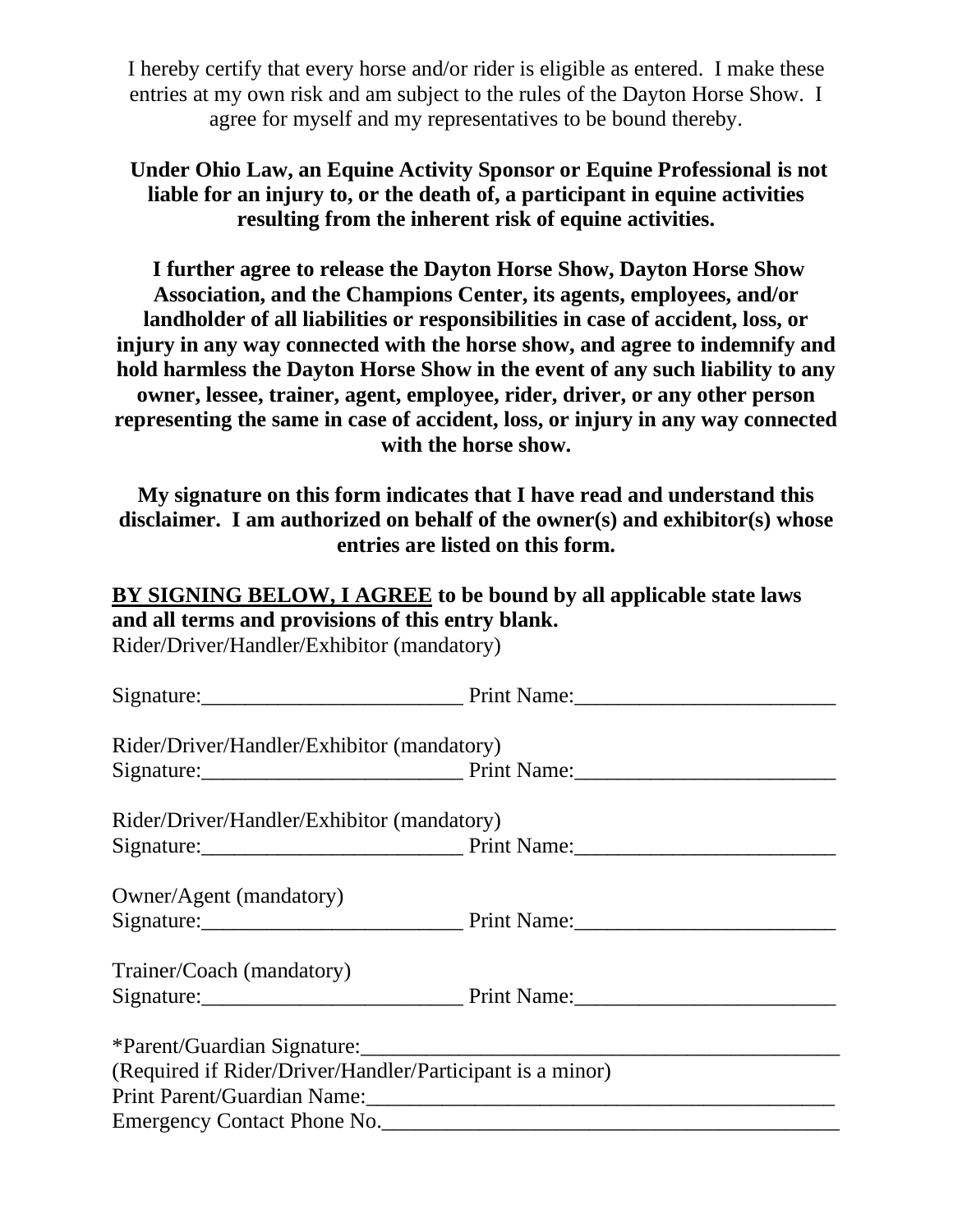I hereby certify that every horse and/or rider is eligible as entered. I make these entries at my own risk and am subject to the rules of the Dayton Horse Show. I agree for myself and my representatives to be bound thereby.

**Under Ohio Law, an Equine Activity Sponsor or Equine Professional is not liable for an injury to, or the death of, a participant in equine activities resulting from the inherent risk of equine activities.**

**I further agree to release the Dayton Horse Show, Dayton Horse Show Association, and the Champions Center, its agents, employees, and/or landholder of all liabilities or responsibilities in case of accident, loss, or injury in any way connected with the horse show, and agree to indemnify and hold harmless the Dayton Horse Show in the event of any such liability to any owner, lessee, trainer, agent, employee, rider, driver, or any other person representing the same in case of accident, loss, or injury in any way connected with the horse show.**

**My signature on this form indicates that I have read and understand this disclaimer. I am authorized on behalf of the owner(s) and exhibitor(s) whose entries are listed on this form.**

**<u>BY SIGNING BELOW, I AGREE</u> to be bound by all applicable state laws and all terms and provisions of this entry blank.**
Rider/Driver/Handler/Exhibitor (mandatory)

Signature:________________________ Print Name:________________________

Rider/Driver/Handler/Exhibitor (mandatory)
Signature:________________________ Print Name:________________________

Rider/Driver/Handler/Exhibitor (mandatory)
Signature:________________________ Print Name:________________________

Owner/Agent (mandatory)
Signature:________________________ Print Name:________________________

Trainer/Coach (mandatory)
Signature:________________________ Print Name:________________________

*Parent/Guardian Signature:_____________________________________________
(Required if Rider/Driver/Handler/Participant is a minor)
Print Parent/Guardian Name:____________________________________________
Emergency Contact Phone No.___________________________________________